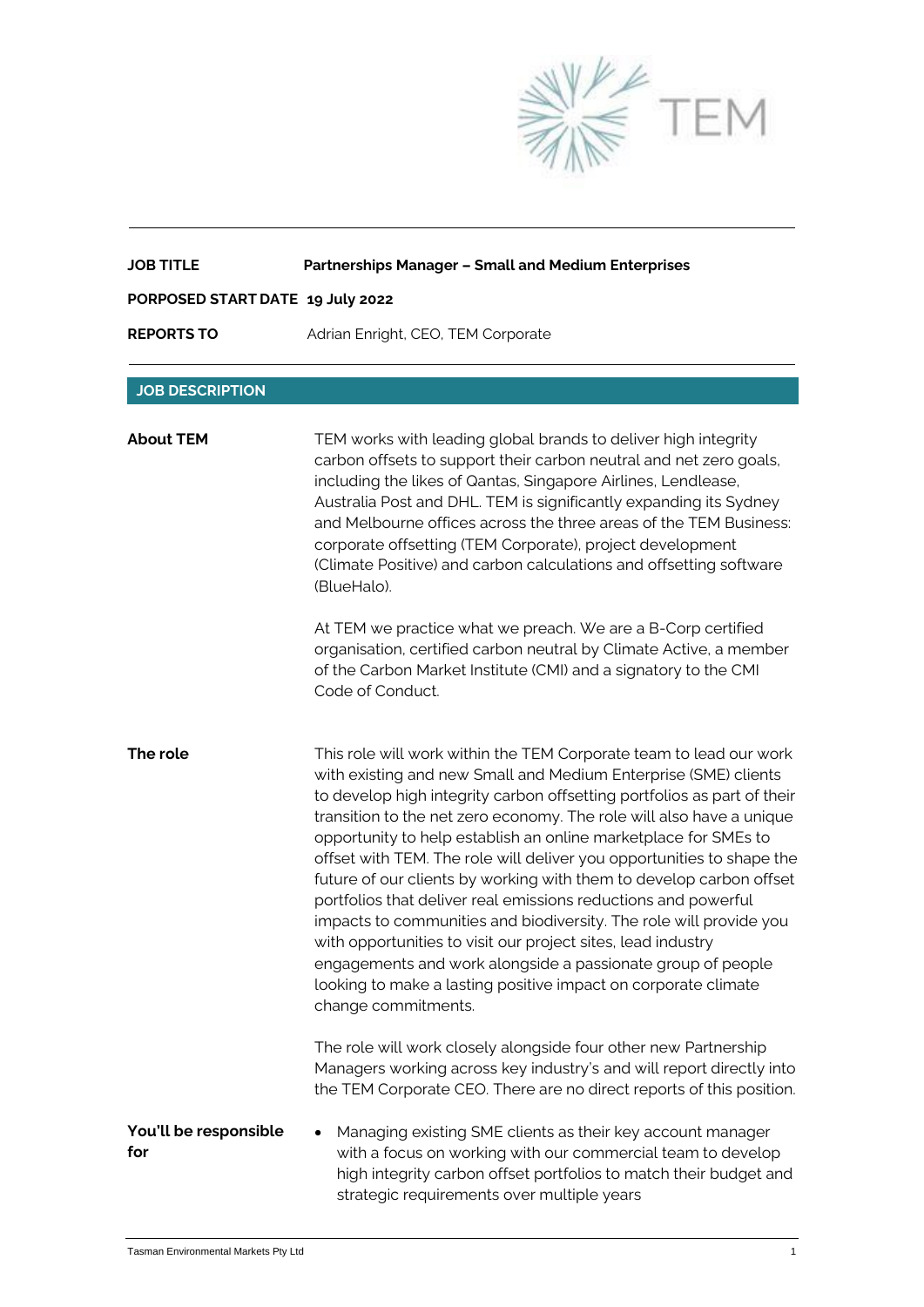TEM

| | |
|---|---|
| **JOB TITLE** | **Partnerships Manager – Small and Medium Enterprises** |
| **PORPOSED START DATE** | **19 July 2022** |
| **REPORTS TO** | Adrian Enright, CEO, TEM Corporate |

## JOB DESCRIPTION

**About TEM**

TEM works with leading global brands to deliver high integrity carbon offsets to support their carbon neutral and net zero goals, including the likes of Qantas, Singapore Airlines, Lendlease, Australia Post and DHL. TEM is significantly expanding its Sydney and Melbourne offices across the three areas of the TEM Business: corporate offsetting (TEM Corporate), project development (Climate Positive) and carbon calculations and offsetting software (BlueHalo).

At TEM we practice what we preach. We are a B-Corp certified organisation, certified carbon neutral by Climate Active, a member of the Carbon Market Institute (CMI) and a signatory to the CMI Code of Conduct.

**The role**

This role will work within the TEM Corporate team to lead our work with existing and new Small and Medium Enterprise (SME) clients to develop high integrity carbon offsetting portfolios as part of their transition to the net zero economy. The role will also have a unique opportunity to help establish an online marketplace for SMEs to offset with TEM. The role will deliver you opportunities to shape the future of our clients by working with them to develop carbon offset portfolios that deliver real emissions reductions and powerful impacts to communities and biodiversity. The role will provide you with opportunities to visit our project sites, lead industry engagements and work alongside a passionate group of people looking to make a lasting positive impact on corporate climate change commitments.

The role will work closely alongside four other new Partnership Managers working across key industry's and will report directly into the TEM Corporate CEO. There are no direct reports of this position.

**You'll be responsible for**

- Managing existing SME clients as their key account manager with a focus on working with our commercial team to develop high integrity carbon offset portfolios to match their budget and strategic requirements over multiple years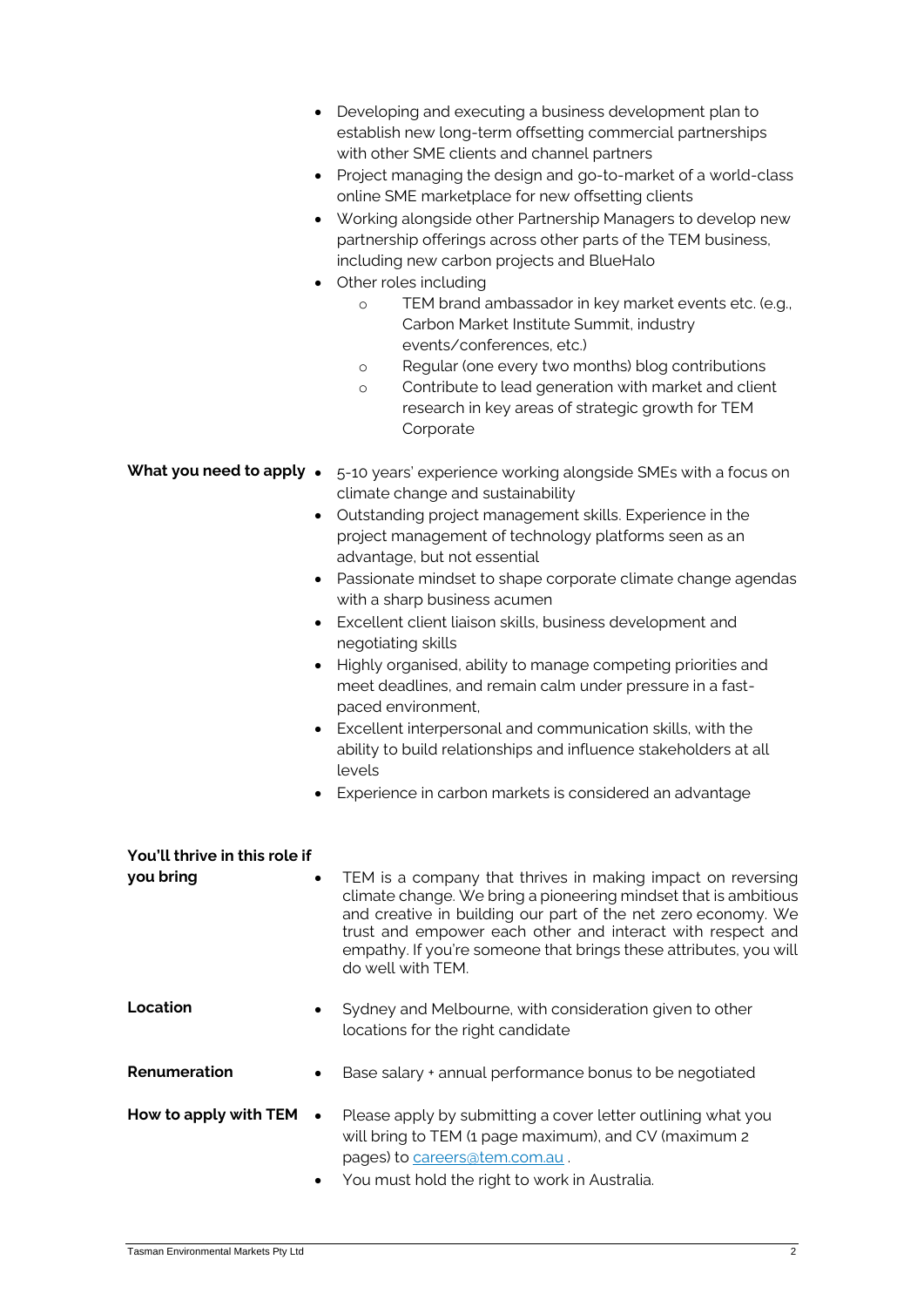- Developing and executing a business development plan to establish new long-term offsetting commercial partnerships with other SME clients and channel partners
- Project managing the design and go-to-market of a world-class online SME marketplace for new offsetting clients
- Working alongside other Partnership Managers to develop new partnership offerings across other parts of the TEM business, including new carbon projects and BlueHalo
- Other roles including
  - TEM brand ambassador in key market events etc. (e.g., Carbon Market Institute Summit, industry events/conferences, etc.)
  - Regular (one every two months) blog contributions
  - Contribute to lead generation with market and client research in key areas of strategic growth for TEM Corporate

**What you need to apply**

- 5-10 years' experience working alongside SMEs with a focus on climate change and sustainability
- Outstanding project management skills. Experience in the project management of technology platforms seen as an advantage, but not essential
- Passionate mindset to shape corporate climate change agendas with a sharp business acumen
- Excellent client liaison skills, business development and negotiating skills
- Highly organised, ability to manage competing priorities and meet deadlines, and remain calm under pressure in a fast-paced environment,
- Excellent interpersonal and communication skills, with the ability to build relationships and influence stakeholders at all levels
- Experience in carbon markets is considered an advantage

**You'll thrive in this role if you bring**

- TEM is a company that thrives in making impact on reversing climate change. We bring a pioneering mindset that is ambitious and creative in building our part of the net zero economy. We trust and empower each other and interact with respect and empathy. If you're someone that brings these attributes, you will do well with TEM.

**Location**

- Sydney and Melbourne, with consideration given to other locations for the right candidate

**Renumeration**

- Base salary + annual performance bonus to be negotiated

**How to apply with TEM**

- Please apply by submitting a cover letter outlining what you will bring to TEM (1 page maximum), and CV (maximum 2 pages) to careers@tem.com.au .
- You must hold the right to work in Australia.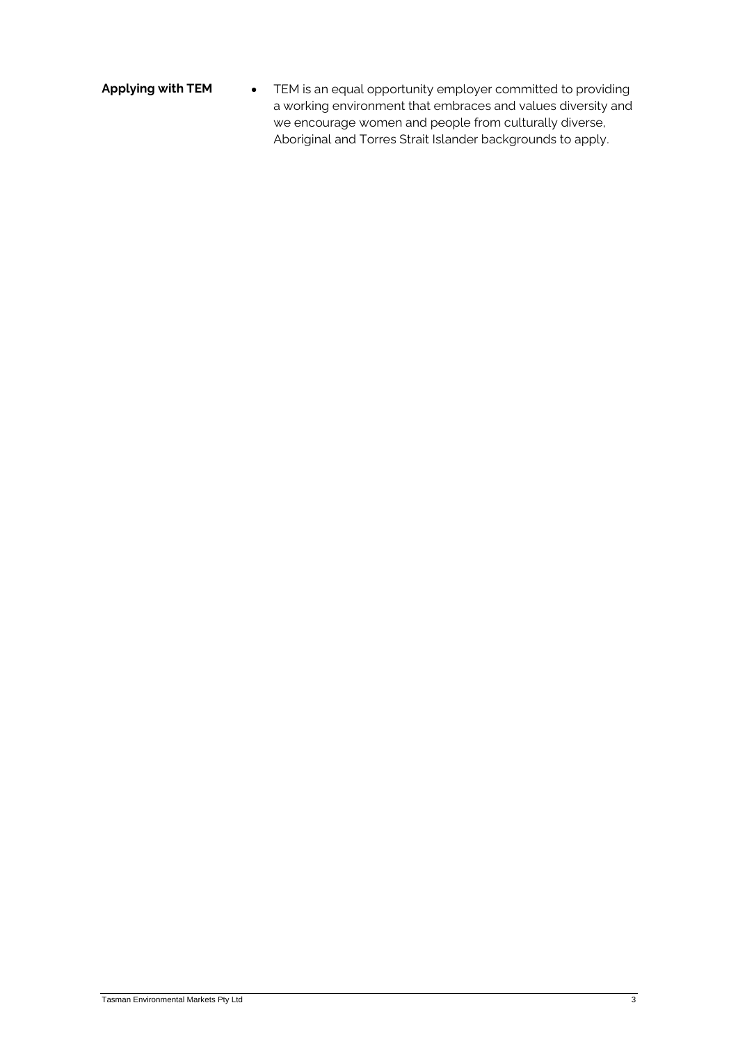**Applying with TEM**

- TEM is an equal opportunity employer committed to providing a working environment that embraces and values diversity and we encourage women and people from culturally diverse, Aboriginal and Torres Strait Islander backgrounds to apply.